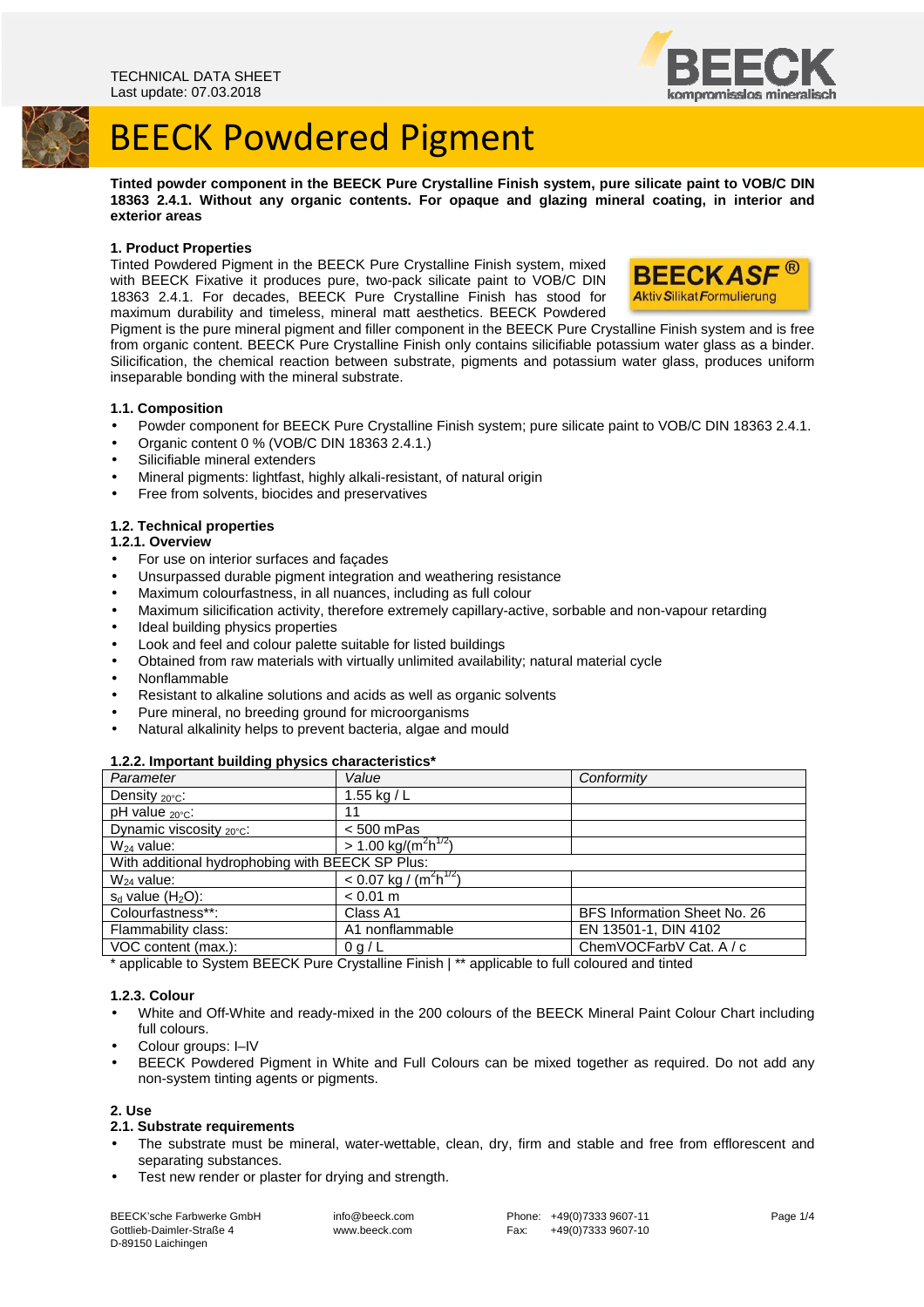TECHNICAL DATA SHEET
Last update: 07.03.2018

# BEECK Powdered Pigment

**Tinted powder component in the BEECK Pure Crystalline Finish system, pure silicate paint to VOB/C DIN 18363 2.4.1. Without any organic contents. For opaque and glazing mineral coating, in interior and exterior areas**

### 1. Product Properties

Tinted Powdered Pigment in the BEECK Pure Crystalline Finish system, mixed with BEECK Fixative it produces pure, two-pack silicate paint to VOB/C DIN 18363 2.4.1. For decades, BEECK Pure Crystalline Finish has stood for maximum durability and timeless, mineral matt aesthetics. BEECK Powdered Pigment is the pure mineral pigment and filler component in the BEECK Pure Crystalline Finish system and is free from organic content. BEECK Pure Crystalline Finish only contains silicifiable potassium water glass as a binder. Silicification, the chemical reaction between substrate, pigments and potassium water glass, produces uniform inseparable bonding with the mineral substrate.

BEECKASF®
AktivSilikatFormulierung

#### 1.1. Composition

- Powder component for BEECK Pure Crystalline Finish system; pure silicate paint to VOB/C DIN 18363 2.4.1.
- Organic content 0 % (VOB/C DIN 18363 2.4.1.)
- Silicifiable mineral extenders
- Mineral pigments: lightfast, highly alkali-resistant, of natural origin
- Free from solvents, biocides and preservatives

#### 1.2. Technical properties

##### 1.2.1. Overview

- For use on interior surfaces and façades
- Unsurpassed durable pigment integration and weathering resistance
- Maximum colourfastness, in all nuances, including as full colour
- Maximum silicification activity, therefore extremely capillary-active, sorbable and non-vapour retarding
- Ideal building physics properties
- Look and feel and colour palette suitable for listed buildings
- Obtained from raw materials with virtually unlimited availability; natural material cycle
- Nonflammable
- Resistant to alkaline solutions and acids as well as organic solvents
- Pure mineral, no breeding ground for microorganisms
- Natural alkalinity helps to prevent bacteria, algae and mould

##### 1.2.2. Important building physics characteristics*

| Parameter | Value | Conformity |
|---|---|---|
| Density $_{20°C}$: | 1.55 kg / L | |
| pH value $_{20°C}$: | 11 | |
| Dynamic viscosity $_{20°C}$: | < 500 mPas | |
| $W_{24}$ value: | > 1.00 kg/($m^2h^{1/2}$) | |
| With additional hydrophobing with BEECK SP Plus: | | |
| $W_{24}$ value: | < 0.07 kg / ($m^2h^{1/2}$) | |
| $s_d$ value ($H_2O$): | < 0.01 m | |
| Colourfastness**: | Class A1 | BFS Information Sheet No. 26 |
| Flammability class: | A1 nonflammable | EN 13501-1, DIN 4102 |
| VOC content (max.): | 0 g / L | ChemVOCFarbV Cat. A / c |

\* applicable to System BEECK Pure Crystalline Finish | ** applicable to full coloured and tinted

##### 1.2.3. Colour

- White and Off-White and ready-mixed in the 200 colours of the BEECK Mineral Paint Colour Chart including full colours.
- Colour groups: I–IV
- BEECK Powdered Pigment in White and Full Colours can be mixed together as required. Do not add any non-system tinting agents or pigments.

### 2. Use

#### 2.1. Substrate requirements

- The substrate must be mineral, water-wettable, clean, dry, firm and stable and free from efflorescent and separating substances.
- Test new render or plaster for drying and strength.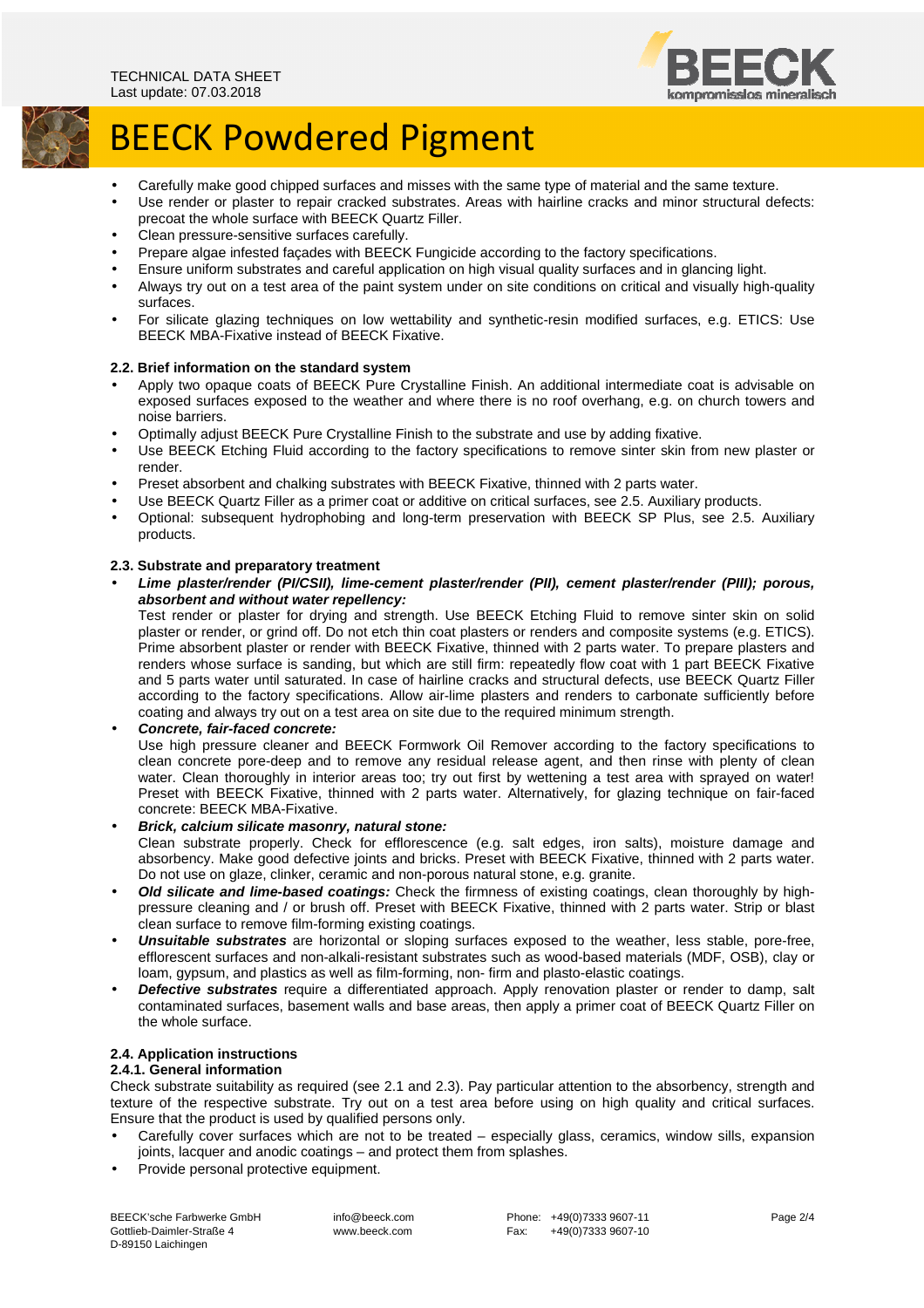- Carefully make good chipped surfaces and misses with the same type of material and the same texture.
- Use render or plaster to repair cracked substrates. Areas with hairline cracks and minor structural defects: precoat the whole surface with BEECK Quartz Filler.
- Clean pressure-sensitive surfaces carefully.
- Prepare algae infested façades with BEECK Fungicide according to the factory specifications.
- Ensure uniform substrates and careful application on high visual quality surfaces and in glancing light.
- Always try out on a test area of the paint system under on site conditions on critical and visually high-quality surfaces.
- For silicate glazing techniques on low wettability and synthetic-resin modified surfaces, e.g. ETICS: Use BEECK MBA-Fixative instead of BEECK Fixative.

### 2.2. Brief information on the standard system

- Apply two opaque coats of BEECK Pure Crystalline Finish. An additional intermediate coat is advisable on exposed surfaces exposed to the weather and where there is no roof overhang, e.g. on church towers and noise barriers.
- Optimally adjust BEECK Pure Crystalline Finish to the substrate and use by adding fixative.
- Use BEECK Etching Fluid according to the factory specifications to remove sinter skin from new plaster or render.
- Preset absorbent and chalking substrates with BEECK Fixative, thinned with 2 parts water.
- Use BEECK Quartz Filler as a primer coat or additive on critical surfaces, see 2.5. Auxiliary products.
- Optional: subsequent hydrophobing and long-term preservation with BEECK SP Plus, see 2.5. Auxiliary products.

### 2.3. Substrate and preparatory treatment

- ***Lime plaster/render (PI/CSII), lime-cement plaster/render (PII), cement plaster/render (PIII); porous, absorbent and without water repellency:***
  Test render or plaster for drying and strength. Use BEECK Etching Fluid to remove sinter skin on solid plaster or render, or grind off. Do not etch thin coat plasters or renders and composite systems (e.g. ETICS). Prime absorbent plaster or render with BEECK Fixative, thinned with 2 parts water. To prepare plasters and renders whose surface is sanding, but which are still firm: repeatedly flow coat with 1 part BEECK Fixative and 5 parts water until saturated. In case of hairline cracks and structural defects, use BEECK Quartz Filler according to the factory specifications. Allow air-lime plasters and renders to carbonate sufficiently before coating and always try out on a test area on site due to the required minimum strength.
- ***Concrete, fair-faced concrete:***
  Use high pressure cleaner and BEECK Formwork Oil Remover according to the factory specifications to clean concrete pore-deep and to remove any residual release agent, and then rinse with plenty of clean water. Clean thoroughly in interior areas too; try out first by wettening a test area with sprayed on water! Preset with BEECK Fixative, thinned with 2 parts water. Alternatively, for glazing technique on fair-faced concrete: BEECK MBA-Fixative.
- ***Brick, calcium silicate masonry, natural stone:***
  Clean substrate properly. Check for efflorescence (e.g. salt edges, iron salts), moisture damage and absorbency. Make good defective joints and bricks. Preset with BEECK Fixative, thinned with 2 parts water. Do not use on glaze, clinker, ceramic and non-porous natural stone, e.g. granite.
- ***Old silicate and lime-based coatings:*** Check the firmness of existing coatings, clean thoroughly by high-pressure cleaning and / or brush off. Preset with BEECK Fixative, thinned with 2 parts water. Strip or blast clean surface to remove film-forming existing coatings.
- ***Unsuitable substrates*** are horizontal or sloping surfaces exposed to the weather, less stable, pore-free, efflorescent surfaces and non-alkali-resistant substrates such as wood-based materials (MDF, OSB), clay or loam, gypsum, and plastics as well as film-forming, non- firm and plasto-elastic coatings.
- ***Defective substrates*** require a differentiated approach. Apply renovation plaster or render to damp, salt contaminated surfaces, basement walls and base areas, then apply a primer coat of BEECK Quartz Filler on the whole surface.

### 2.4. Application instructions

#### 2.4.1. General information

Check substrate suitability as required (see 2.1 and 2.3). Pay particular attention to the absorbency, strength and texture of the respective substrate. Try out on a test area before using on high quality and critical surfaces. Ensure that the product is used by qualified persons only.

- Carefully cover surfaces which are not to be treated – especially glass, ceramics, window sills, expansion joints, lacquer and anodic coatings – and protect them from splashes.
- Provide personal protective equipment.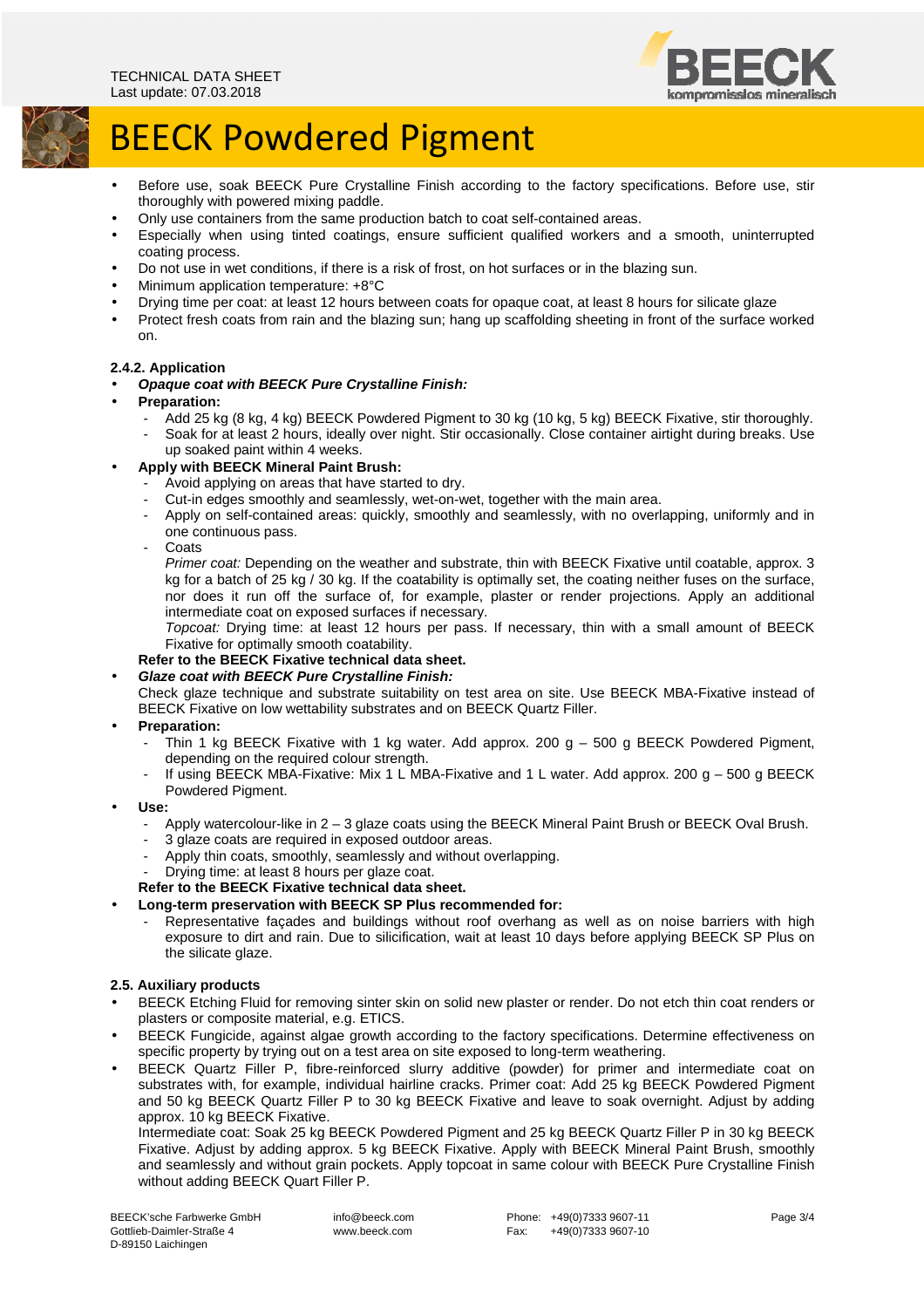- Before use, soak BEECK Pure Crystalline Finish according to the factory specifications. Before use, stir thoroughly with powered mixing paddle.
- Only use containers from the same production batch to coat self-contained areas.
- Especially when using tinted coatings, ensure sufficient qualified workers and a smooth, uninterrupted coating process.
- Do not use in wet conditions, if there is a risk of frost, on hot surfaces or in the blazing sun.
- Minimum application temperature: +8°C
- Drying time per coat: at least 12 hours between coats for opaque coat, at least 8 hours for silicate glaze
- Protect fresh coats from rain and the blazing sun; hang up scaffolding sheeting in front of the surface worked on.

#### 2.4.2. Application

- ***Opaque coat with BEECK Pure Crystalline Finish:***
- **Preparation:**
  - Add 25 kg (8 kg, 4 kg) BEECK Powdered Pigment to 30 kg (10 kg, 5 kg) BEECK Fixative, stir thoroughly.
  - Soak for at least 2 hours, ideally over night. Stir occasionally. Close container airtight during breaks. Use up soaked paint within 4 weeks.
- **Apply with BEECK Mineral Paint Brush:**
  - Avoid applying on areas that have started to dry.
  - Cut-in edges smoothly and seamlessly, wet-on-wet, together with the main area.
  - Apply on self-contained areas: quickly, smoothly and seamlessly, with no overlapping, uniformly and in one continuous pass.
  - Coats

    *Primer coat:* Depending on the weather and substrate, thin with BEECK Fixative until coatable, approx. 3 kg for a batch of 25 kg / 30 kg. If the coatability is optimally set, the coating neither fuses on the surface, nor does it run off the surface of, for example, plaster or render projections. Apply an additional intermediate coat on exposed surfaces if necessary.

    *Topcoat:* Drying time: at least 12 hours per pass. If necessary, thin with a small amount of BEECK Fixative for optimally smooth coatability.

  **Refer to the BEECK Fixative technical data sheet.**
- ***Glaze coat with BEECK Pure Crystalline Finish:***

  Check glaze technique and substrate suitability on test area on site. Use BEECK MBA-Fixative instead of BEECK Fixative on low wettability substrates and on BEECK Quartz Filler.
- **Preparation:**
  - Thin 1 kg BEECK Fixative with 1 kg water. Add approx. 200 g – 500 g BEECK Powdered Pigment, depending on the required colour strength.
  - If using BEECK MBA-Fixative: Mix 1 L MBA-Fixative and 1 L water. Add approx. 200 g – 500 g BEECK Powdered Pigment.
- **Use:**
  - Apply watercolour-like in 2 – 3 glaze coats using the BEECK Mineral Paint Brush or BEECK Oval Brush.
  - 3 glaze coats are required in exposed outdoor areas.
  - Apply thin coats, smoothly, seamlessly and without overlapping.
  - Drying time: at least 8 hours per glaze coat.

  **Refer to the BEECK Fixative technical data sheet.**
- **Long-term preservation with BEECK SP Plus recommended for:**
  - Representative façades and buildings without roof overhang as well as on noise barriers with high exposure to dirt and rain. Due to silicification, wait at least 10 days before applying BEECK SP Plus on the silicate glaze.

#### 2.5. Auxiliary products

- BEECK Etching Fluid for removing sinter skin on solid new plaster or render. Do not etch thin coat renders or plasters or composite material, e.g. ETICS.
- BEECK Fungicide, against algae growth according to the factory specifications. Determine effectiveness on specific property by trying out on a test area on site exposed to long-term weathering.
- BEECK Quartz Filler P, fibre-reinforced slurry additive (powder) for primer and intermediate coat on substrates with, for example, individual hairline cracks. Primer coat: Add 25 kg BEECK Powdered Pigment and 50 kg BEECK Quartz Filler P to 30 kg BEECK Fixative and leave to soak overnight. Adjust by adding approx. 10 kg BEECK Fixative.

  Intermediate coat: Soak 25 kg BEECK Powdered Pigment and 25 kg BEECK Quartz Filler P in 30 kg BEECK Fixative. Adjust by adding approx. 5 kg BEECK Fixative. Apply with BEECK Mineral Paint Brush, smoothly and seamlessly and without grain pockets. Apply topcoat in same colour with BEECK Pure Crystalline Finish without adding BEECK Quart Filler P.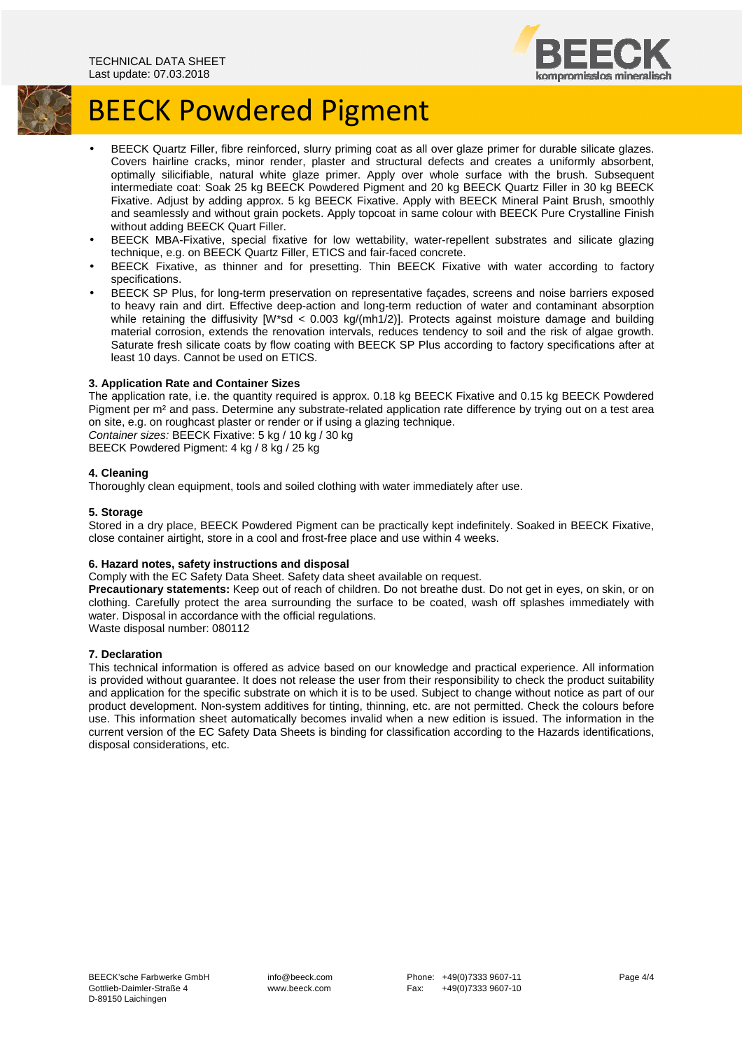- BEECK Quartz Filler, fibre reinforced, slurry priming coat as all over glaze primer for durable silicate glazes. Covers hairline cracks, minor render, plaster and structural defects and creates a uniformly absorbent, optimally silicifiable, natural white glaze primer. Apply over whole surface with the brush. Subsequent intermediate coat: Soak 25 kg BEECK Powdered Pigment and 20 kg BEECK Quartz Filler in 30 kg BEECK Fixative. Adjust by adding approx. 5 kg BEECK Fixative. Apply with BEECK Mineral Paint Brush, smoothly and seamlessly and without grain pockets. Apply topcoat in same colour with BEECK Pure Crystalline Finish without adding BEECK Quart Filler.
- BEECK MBA-Fixative, special fixative for low wettability, water-repellent substrates and silicate glazing technique, e.g. on BEECK Quartz Filler, ETICS and fair-faced concrete.
- BEECK Fixative, as thinner and for presetting. Thin BEECK Fixative with water according to factory specifications.
- BEECK SP Plus, for long-term preservation on representative façades, screens and noise barriers exposed to heavy rain and dirt. Effective deep-action and long-term reduction of water and contaminant absorption while retaining the diffusivity [W*sd < 0.003 kg/(mh1/2)]. Protects against moisture damage and building material corrosion, extends the renovation intervals, reduces tendency to soil and the risk of algae growth. Saturate fresh silicate coats by flow coating with BEECK SP Plus according to factory specifications after at least 10 days. Cannot be used on ETICS.

**3. Application Rate and Container Sizes**

The application rate, i.e. the quantity required is approx. 0.18 kg BEECK Fixative and 0.15 kg BEECK Powdered Pigment per m² and pass. Determine any substrate-related application rate difference by trying out on a test area on site, e.g. on roughcast plaster or render or if using a glazing technique.

*Container sizes:* BEECK Fixative: 5 kg / 10 kg / 30 kg
BEECK Powdered Pigment: 4 kg / 8 kg / 25 kg

**4. Cleaning**

Thoroughly clean equipment, tools and soiled clothing with water immediately after use.

**5. Storage**

Stored in a dry place, BEECK Powdered Pigment can be practically kept indefinitely. Soaked in BEECK Fixative, close container airtight, store in a cool and frost-free place and use within 4 weeks.

**6. Hazard notes, safety instructions and disposal**

Comply with the EC Safety Data Sheet. Safety data sheet available on request.

**Precautionary statements:** Keep out of reach of children. Do not breathe dust. Do not get in eyes, on skin, or on clothing. Carefully protect the area surrounding the surface to be coated, wash off splashes immediately with water. Disposal in accordance with the official regulations.

Waste disposal number: 080112

**7. Declaration**

This technical information is offered as advice based on our knowledge and practical experience. All information is provided without guarantee. It does not release the user from their responsibility to check the product suitability and application for the specific substrate on which it is to be used. Subject to change without notice as part of our product development. Non-system additives for tinting, thinning, etc. are not permitted. Check the colours before use. This information sheet automatically becomes invalid when a new edition is issued. The information in the current version of the EC Safety Data Sheets is binding for classification according to the Hazards identifications, disposal considerations, etc.